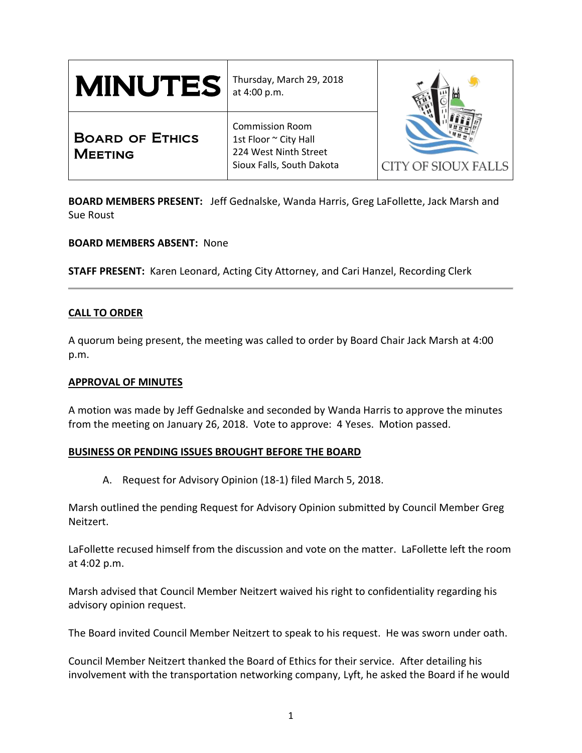# MINUTES

## Board of Ethics Meeting

Thursday, March 29, 2018
at 4:00 p.m.

Commission Room
1st Floor ~ City Hall
224 West Ninth Street
Sioux Falls, South Dakota

CITY OF SIOUX FALLS

**BOARD MEMBERS PRESENT:** Jeff Gednalske, Wanda Harris, Greg LaFollette, Jack Marsh and Sue Roust

**BOARD MEMBERS ABSENT:** None

**STAFF PRESENT:** Karen Leonard, Acting City Attorney, and Cari Hanzel, Recording Clerk

---

**CALL TO ORDER**

A quorum being present, the meeting was called to order by Board Chair Jack Marsh at 4:00 p.m.

**APPROVAL OF MINUTES**

A motion was made by Jeff Gednalske and seconded by Wanda Harris to approve the minutes from the meeting on January 26, 2018. Vote to approve: 4 Yeses. Motion passed.

**BUSINESS OR PENDING ISSUES BROUGHT BEFORE THE BOARD**

A. Request for Advisory Opinion (18-1) filed March 5, 2018.

Marsh outlined the pending Request for Advisory Opinion submitted by Council Member Greg Neitzert.

LaFollette recused himself from the discussion and vote on the matter. LaFollette left the room at 4:02 p.m.

Marsh advised that Council Member Neitzert waived his right to confidentiality regarding his advisory opinion request.

The Board invited Council Member Neitzert to speak to his request. He was sworn under oath.

Council Member Neitzert thanked the Board of Ethics for their service. After detailing his involvement with the transportation networking company, Lyft, he asked the Board if he would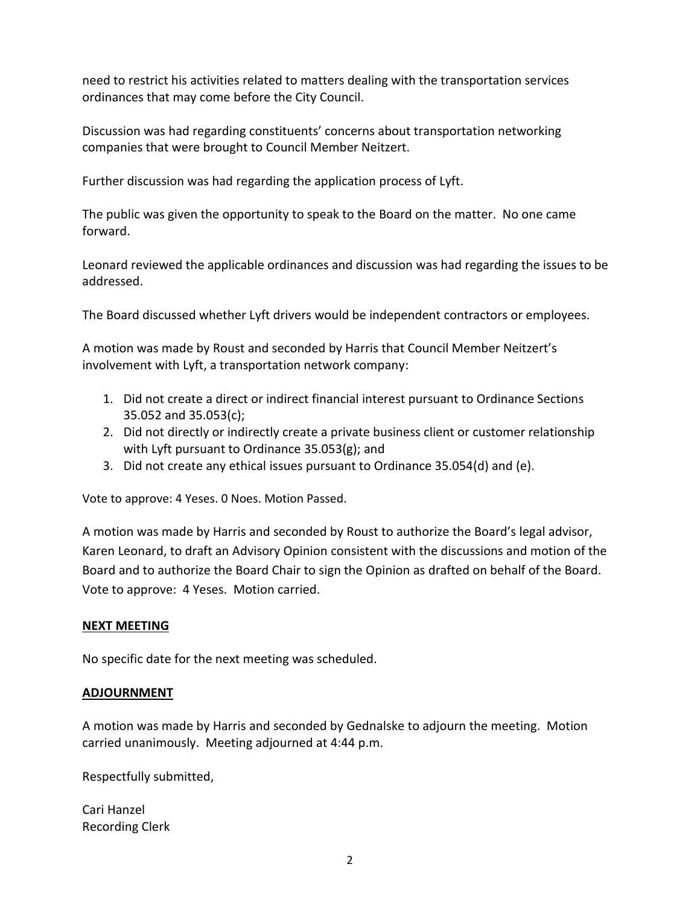need to restrict his activities related to matters dealing with the transportation services ordinances that may come before the City Council.

Discussion was had regarding constituents' concerns about transportation networking companies that were brought to Council Member Neitzert.

Further discussion was had regarding the application process of Lyft.

The public was given the opportunity to speak to the Board on the matter. No one came forward.

Leonard reviewed the applicable ordinances and discussion was had regarding the issues to be addressed.

The Board discussed whether Lyft drivers would be independent contractors or employees.

A motion was made by Roust and seconded by Harris that Council Member Neitzert's involvement with Lyft, a transportation network company:

1. Did not create a direct or indirect financial interest pursuant to Ordinance Sections 35.052 and 35.053(c);
2. Did not directly or indirectly create a private business client or customer relationship with Lyft pursuant to Ordinance 35.053(g); and
3. Did not create any ethical issues pursuant to Ordinance 35.054(d) and (e).

Vote to approve: 4 Yeses. 0 Noes. Motion Passed.

A motion was made by Harris and seconded by Roust to authorize the Board's legal advisor, Karen Leonard, to draft an Advisory Opinion consistent with the discussions and motion of the Board and to authorize the Board Chair to sign the Opinion as drafted on behalf of the Board. Vote to approve: 4 Yeses. Motion carried.

## NEXT MEETING

No specific date for the next meeting was scheduled.

## ADJOURNMENT

A motion was made by Harris and seconded by Gednalske to adjourn the meeting. Motion carried unanimously. Meeting adjourned at 4:44 p.m.

Respectfully submitted,

Cari Hanzel
Recording Clerk